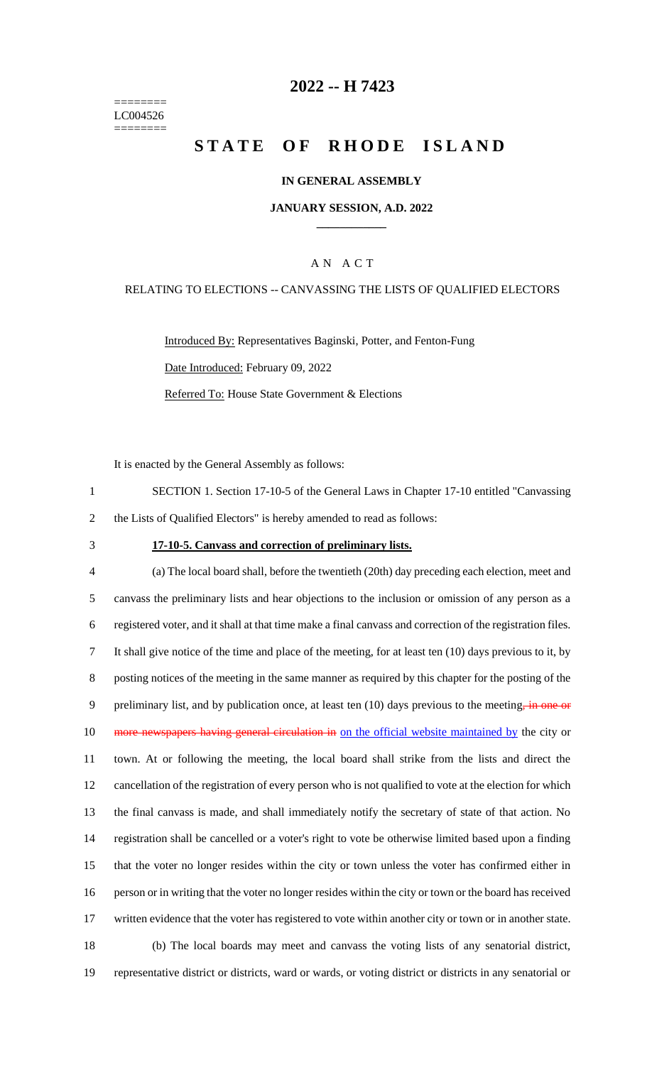======== LC004526 ========

# 2022 -- H 7423

# STATE OF RHODE ISLAND

## IN GENERAL ASSEMBLY

### JANUARY SESSION, A.D. 2022

## A N A C T

### RELATING TO ELECTIONS -- CANVASSING THE LISTS OF QUALIFIED ELECTORS

Introduced By: Representatives Baginski, Potter, and Fenton-Fung

Date Introduced: February 09, 2022

Referred To: House State Government & Elections

It is enacted by the General Assembly as follows:

1 SECTION 1. Section 17-10-5 of the General Laws in Chapter 17-10 entitled "Canvassing
2 the Lists of Qualified Electors" is hereby amended to read as follows:

3 **17-10-5. Canvass and correction of preliminary lists.**

4 (a) The local board shall, before the twentieth (20th) day preceding each election, meet and
5 canvass the preliminary lists and hear objections to the inclusion or omission of any person as a
6 registered voter, and it shall at that time make a final canvass and correction of the registration files.
7 It shall give notice of the time and place of the meeting, for at least ten (10) days previous to it, by
8 posting notices of the meeting in the same manner as required by this chapter for the posting of the
9 preliminary list, and by publication once, at least ten (10) days previous to the meeting, in one or
10 more newspapers having general circulation in on the official website maintained by the city or
11 town. At or following the meeting, the local board shall strike from the lists and direct the
12 cancellation of the registration of every person who is not qualified to vote at the election for which
13 the final canvass is made, and shall immediately notify the secretary of state of that action. No
14 registration shall be cancelled or a voter's right to vote be otherwise limited based upon a finding
15 that the voter no longer resides within the city or town unless the voter has confirmed either in
16 person or in writing that the voter no longer resides within the city or town or the board has received
17 written evidence that the voter has registered to vote within another city or town or in another state.

18 (b) The local boards may meet and canvass the voting lists of any senatorial district,
19 representative district or districts, ward or wards, or voting district or districts in any senatorial or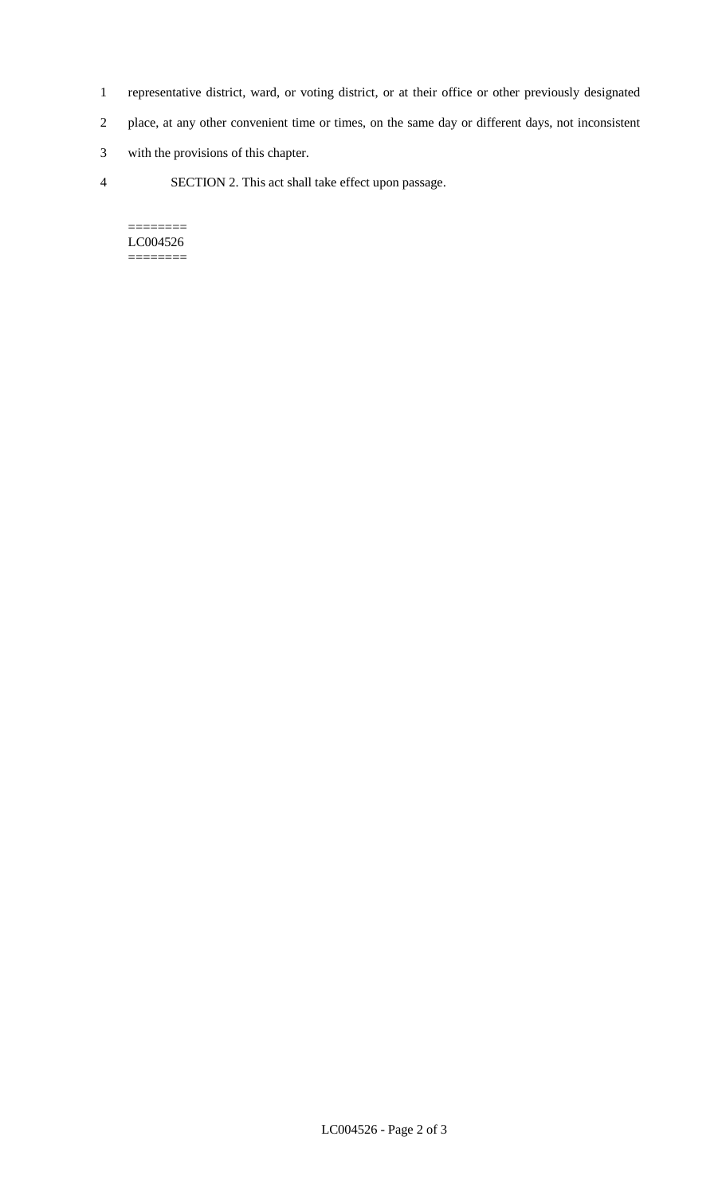representative district, ward, or voting district, or at their office or other previously designated place, at any other convenient time or times, on the same day or different days, not inconsistent with the provisions of this chapter.

SECTION 2. This act shall take effect upon passage.

========
LC004526
========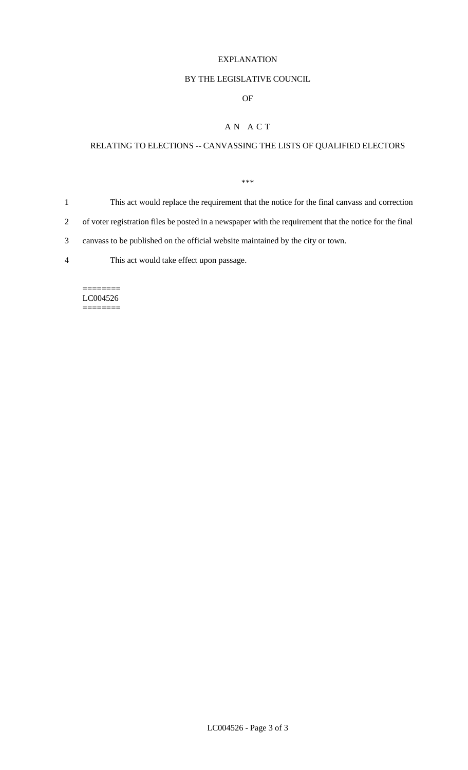EXPLANATION

BY THE LEGISLATIVE COUNCIL

OF

A N A C T

RELATING TO ELECTIONS -- CANVASSING THE LISTS OF QUALIFIED ELECTORS

\*\*\*

1 This act would replace the requirement that the notice for the final canvass and correction
2 of voter registration files be posted in a newspaper with the requirement that the notice for the final
3 canvass to be published on the official website maintained by the city or town.
4 This act would take effect upon passage.

========
LC004526
========